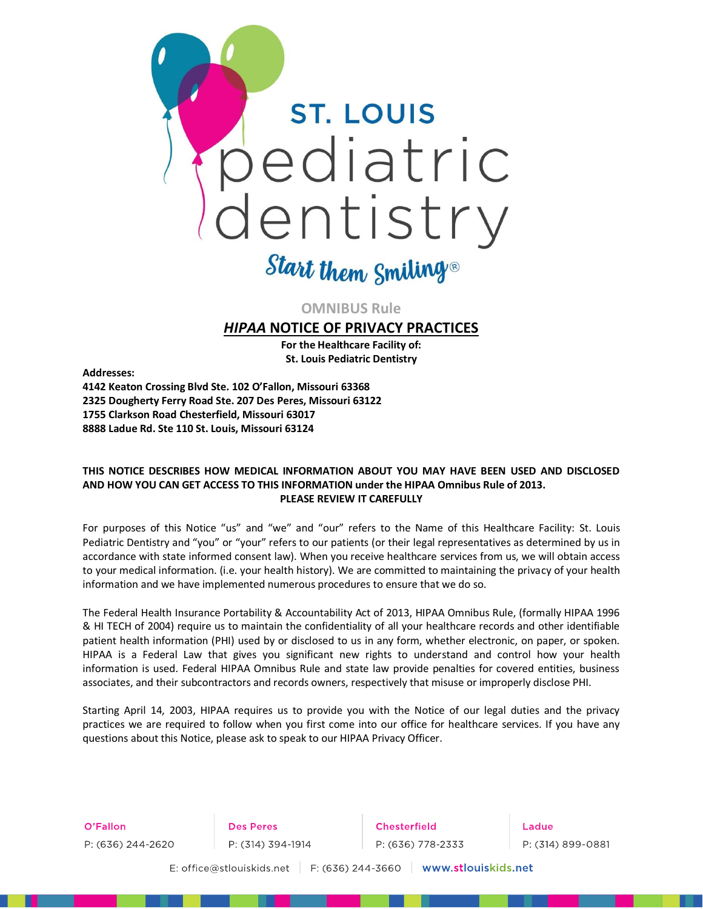# ST. LOUIS pediatric dentistry

Start them Smiling®

OMNIBUS Rule

## ***HIPAA* NOTICE OF PRIVACY PRACTICES**

**For the Healthcare Facility of:**
**St. Louis Pediatric Dentistry**

**Addresses:**
**4142 Keaton Crossing Blvd Ste. 102 O'Fallon, Missouri 63368**
**2325 Dougherty Ferry Road Ste. 207 Des Peres, Missouri 63122**
**1755 Clarkson Road Chesterfield, Missouri 63017**
**8888 Ladue Rd. Ste 110 St. Louis, Missouri 63124**

**THIS NOTICE DESCRIBES HOW MEDICAL INFORMATION ABOUT YOU MAY HAVE BEEN USED AND DISCLOSED AND HOW YOU CAN GET ACCESS TO THIS INFORMATION under the HIPAA Omnibus Rule of 2013. PLEASE REVIEW IT CAREFULLY**

For purposes of this Notice "us" and "we" and "our" refers to the Name of this Healthcare Facility: St. Louis Pediatric Dentistry and "you" or "your" refers to our patients (or their legal representatives as determined by us in accordance with state informed consent law). When you receive healthcare services from us, we will obtain access to your medical information. (i.e. your health history). We are committed to maintaining the privacy of your health information and we have implemented numerous procedures to ensure that we do so.

The Federal Health Insurance Portability & Accountability Act of 2013, HIPAA Omnibus Rule, (formally HIPAA 1996 & HI TECH of 2004) require us to maintain the confidentiality of all your healthcare records and other identifiable patient health information (PHI) used by or disclosed to us in any form, whether electronic, on paper, or spoken. HIPAA is a Federal Law that gives you significant new rights to understand and control how your health information is used. Federal HIPAA Omnibus Rule and state law provide penalties for covered entities, business associates, and their subcontractors and records owners, respectively that misuse or improperly disclose PHI.

Starting April 14, 2003, HIPAA requires us to provide you with the Notice of our legal duties and the privacy practices we are required to follow when you first come into our office for healthcare services. If you have any questions about this Notice, please ask to speak to our HIPAA Privacy Officer.

O'Fallon P: (636) 244-2620 | Des Peres P: (314) 394-1914 | Chesterfield P: (636) 778-2333 | Ladue P: (314) 899-0881

E: office@stlouiskids.net | F: (636) 244-3660 | www.stlouiskids.net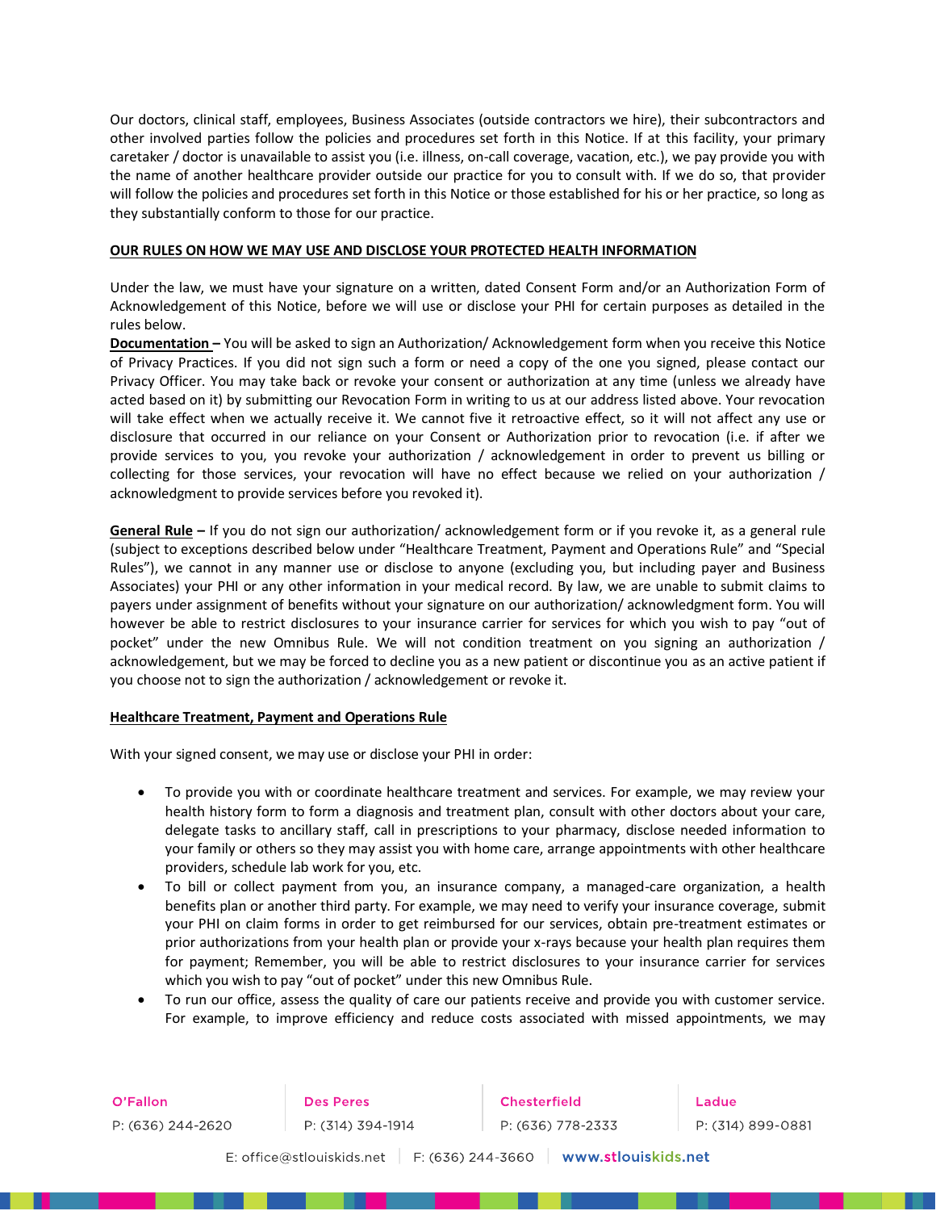Our doctors, clinical staff, employees, Business Associates (outside contractors we hire), their subcontractors and other involved parties follow the policies and procedures set forth in this Notice. If at this facility, your primary caretaker / doctor is unavailable to assist you (i.e. illness, on-call coverage, vacation, etc.), we pay provide you with the name of another healthcare provider outside our practice for you to consult with. If we do so, that provider will follow the policies and procedures set forth in this Notice or those established for his or her practice, so long as they substantially conform to those for our practice.

**OUR RULES ON HOW WE MAY USE AND DISCLOSE YOUR PROTECTED HEALTH INFORMATION**

Under the law, we must have your signature on a written, dated Consent Form and/or an Authorization Form of Acknowledgement of this Notice, before we will use or disclose your PHI for certain purposes as detailed in the rules below.

**Documentation –** You will be asked to sign an Authorization/ Acknowledgement form when you receive this Notice of Privacy Practices. If you did not sign such a form or need a copy of the one you signed, please contact our Privacy Officer. You may take back or revoke your consent or authorization at any time (unless we already have acted based on it) by submitting our Revocation Form in writing to us at our address listed above. Your revocation will take effect when we actually receive it. We cannot five it retroactive effect, so it will not affect any use or disclosure that occurred in our reliance on your Consent or Authorization prior to revocation (i.e. if after we provide services to you, you revoke your authorization / acknowledgement in order to prevent us billing or collecting for those services, your revocation will have no effect because we relied on your authorization / acknowledgment to provide services before you revoked it).

**General Rule –** If you do not sign our authorization/ acknowledgement form or if you revoke it, as a general rule (subject to exceptions described below under "Healthcare Treatment, Payment and Operations Rule" and "Special Rules"), we cannot in any manner use or disclose to anyone (excluding you, but including payer and Business Associates) your PHI or any other information in your medical record. By law, we are unable to submit claims to payers under assignment of benefits without your signature on our authorization/ acknowledgment form. You will however be able to restrict disclosures to your insurance carrier for services for which you wish to pay "out of pocket" under the new Omnibus Rule. We will not condition treatment on you signing an authorization / acknowledgement, but we may be forced to decline you as a new patient or discontinue you as an active patient if you choose not to sign the authorization / acknowledgement or revoke it.

**Healthcare Treatment, Payment and Operations Rule**

With your signed consent, we may use or disclose your PHI in order:

- To provide you with or coordinate healthcare treatment and services. For example, we may review your health history form to form a diagnosis and treatment plan, consult with other doctors about your care, delegate tasks to ancillary staff, call in prescriptions to your pharmacy, disclose needed information to your family or others so they may assist you with home care, arrange appointments with other healthcare providers, schedule lab work for you, etc.
- To bill or collect payment from you, an insurance company, a managed-care organization, a health benefits plan or another third party. For example, we may need to verify your insurance coverage, submit your PHI on claim forms in order to get reimbursed for our services, obtain pre-treatment estimates or prior authorizations from your health plan or provide your x-rays because your health plan requires them for payment; Remember, you will be able to restrict disclosures to your insurance carrier for services which you wish to pay "out of pocket" under this new Omnibus Rule.
- To run our office, assess the quality of care our patients receive and provide you with customer service. For example, to improve efficiency and reduce costs associated with missed appointments, we may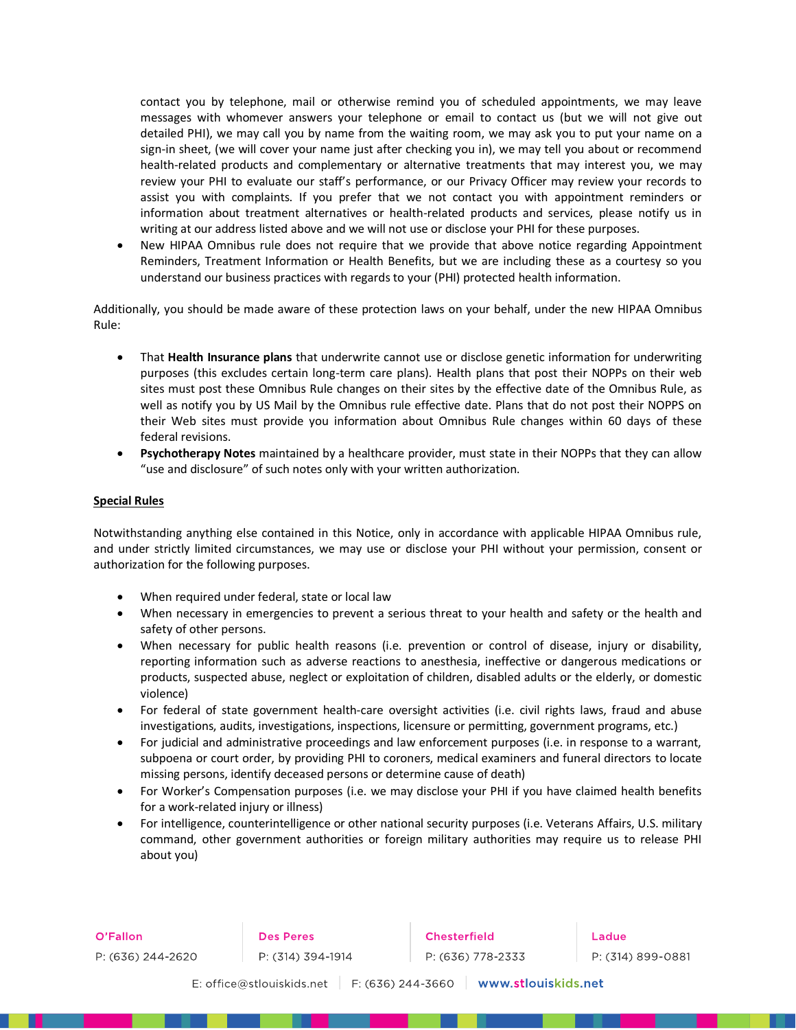contact you by telephone, mail or otherwise remind you of scheduled appointments, we may leave messages with whomever answers your telephone or email to contact us (but we will not give out detailed PHI), we may call you by name from the waiting room, we may ask you to put your name on a sign-in sheet, (we will cover your name just after checking you in), we may tell you about or recommend health-related products and complementary or alternative treatments that may interest you, we may review your PHI to evaluate our staff's performance, or our Privacy Officer may review your records to assist you with complaints. If you prefer that we not contact you with appointment reminders or information about treatment alternatives or health-related products and services, please notify us in writing at our address listed above and we will not use or disclose your PHI for these purposes.

- New HIPAA Omnibus rule does not require that we provide that above notice regarding Appointment Reminders, Treatment Information or Health Benefits, but we are including these as a courtesy so you understand our business practices with regards to your (PHI) protected health information.

Additionally, you should be made aware of these protection laws on your behalf, under the new HIPAA Omnibus Rule:

- That **Health Insurance plans** that underwrite cannot use or disclose genetic information for underwriting purposes (this excludes certain long-term care plans). Health plans that post their NOPPs on their web sites must post these Omnibus Rule changes on their sites by the effective date of the Omnibus Rule, as well as notify you by US Mail by the Omnibus rule effective date. Plans that do not post their NOPPS on their Web sites must provide you information about Omnibus Rule changes within 60 days of these federal revisions.
- **Psychotherapy Notes** maintained by a healthcare provider, must state in their NOPPs that they can allow "use and disclosure" of such notes only with your written authorization.

**<u>Special Rules</u>**

Notwithstanding anything else contained in this Notice, only in accordance with applicable HIPAA Omnibus rule, and under strictly limited circumstances, we may use or disclose your PHI without your permission, consent or authorization for the following purposes.

- When required under federal, state or local law
- When necessary in emergencies to prevent a serious threat to your health and safety or the health and safety of other persons.
- When necessary for public health reasons (i.e. prevention or control of disease, injury or disability, reporting information such as adverse reactions to anesthesia, ineffective or dangerous medications or products, suspected abuse, neglect or exploitation of children, disabled adults or the elderly, or domestic violence)
- For federal of state government health-care oversight activities (i.e. civil rights laws, fraud and abuse investigations, audits, investigations, inspections, licensure or permitting, government programs, etc.)
- For judicial and administrative proceedings and law enforcement purposes (i.e. in response to a warrant, subpoena or court order, by providing PHI to coroners, medical examiners and funeral directors to locate missing persons, identify deceased persons or determine cause of death)
- For Worker's Compensation purposes (i.e. we may disclose your PHI if you have claimed health benefits for a work-related injury or illness)
- For intelligence, counterintelligence or other national security purposes (i.e. Veterans Affairs, U.S. military command, other government authorities or foreign military authorities may require us to release PHI about you)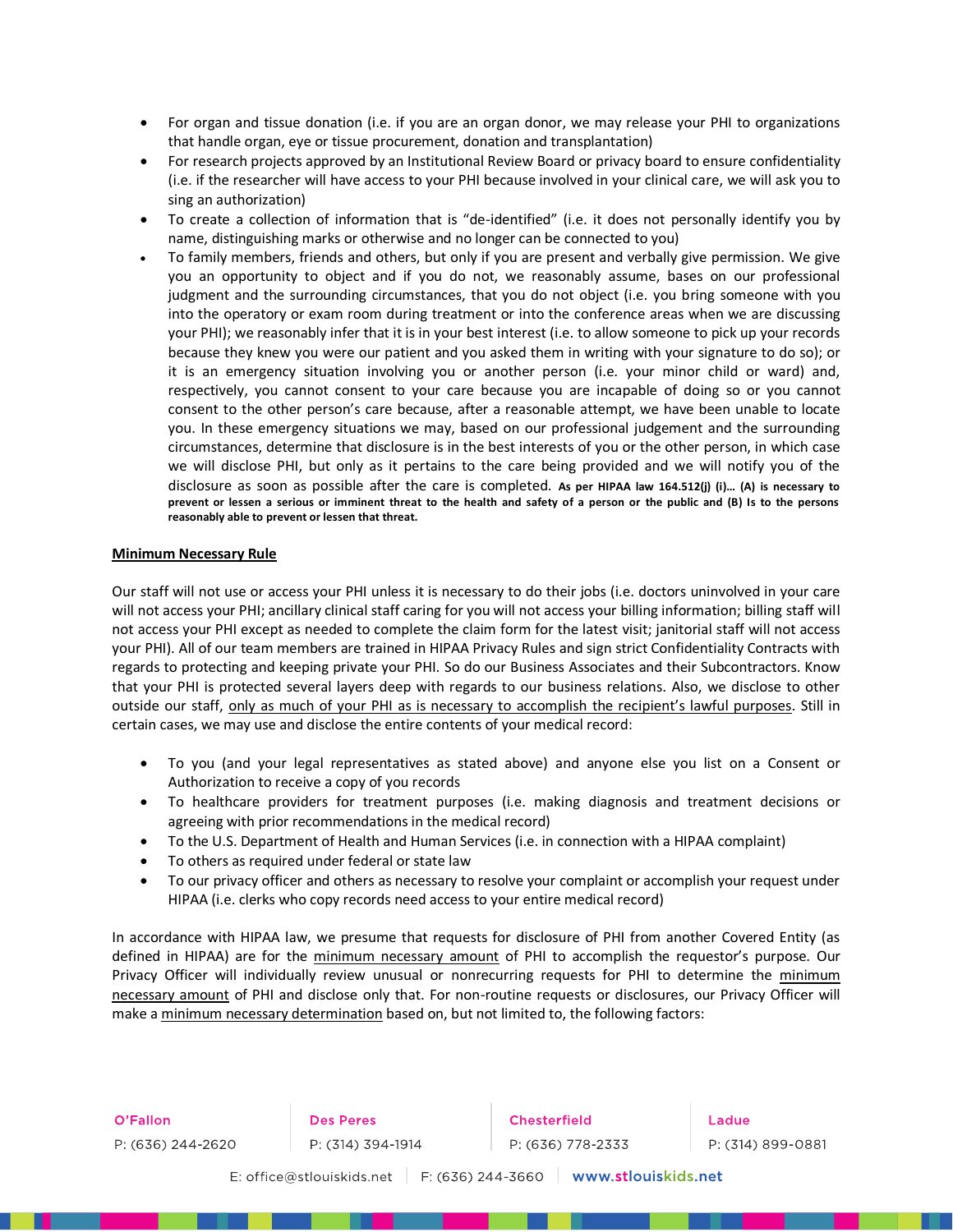- For organ and tissue donation (i.e. if you are an organ donor, we may release your PHI to organizations that handle organ, eye or tissue procurement, donation and transplantation)
- For research projects approved by an Institutional Review Board or privacy board to ensure confidentiality (i.e. if the researcher will have access to your PHI because involved in your clinical care, we will ask you to sing an authorization)
- To create a collection of information that is "de-identified" (i.e. it does not personally identify you by name, distinguishing marks or otherwise and no longer can be connected to you)
- To family members, friends and others, but only if you are present and verbally give permission. We give you an opportunity to object and if you do not, we reasonably assume, bases on our professional judgment and the surrounding circumstances, that you do not object (i.e. you bring someone with you into the operatory or exam room during treatment or into the conference areas when we are discussing your PHI); we reasonably infer that it is in your best interest (i.e. to allow someone to pick up your records because they knew you were our patient and you asked them in writing with your signature to do so); or it is an emergency situation involving you or another person (i.e. your minor child or ward) and, respectively, you cannot consent to your care because you are incapable of doing so or you cannot consent to the other person's care because, after a reasonable attempt, we have been unable to locate you. In these emergency situations we may, based on our professional judgement and the surrounding circumstances, determine that disclosure is in the best interests of you or the other person, in which case we will disclose PHI, but only as it pertains to the care being provided and we will notify you of the disclosure as soon as possible after the care is completed. **As per HIPAA law 164.512(j) (i)… (A) is necessary to prevent or lessen a serious or imminent threat to the health and safety of a person or the public and (B) Is to the persons reasonably able to prevent or lessen that threat.**

**Minimum Necessary Rule**

Our staff will not use or access your PHI unless it is necessary to do their jobs (i.e. doctors uninvolved in your care will not access your PHI; ancillary clinical staff caring for you will not access your billing information; billing staff will not access your PHI except as needed to complete the claim form for the latest visit; janitorial staff will not access your PHI). All of our team members are trained in HIPAA Privacy Rules and sign strict Confidentiality Contracts with regards to protecting and keeping private your PHI. So do our Business Associates and their Subcontractors. Know that your PHI is protected several layers deep with regards to our business relations. Also, we disclose to other outside our staff, only as much of your PHI as is necessary to accomplish the recipient's lawful purposes. Still in certain cases, we may use and disclose the entire contents of your medical record:

- To you (and your legal representatives as stated above) and anyone else you list on a Consent or Authorization to receive a copy of you records
- To healthcare providers for treatment purposes (i.e. making diagnosis and treatment decisions or agreeing with prior recommendations in the medical record)
- To the U.S. Department of Health and Human Services (i.e. in connection with a HIPAA complaint)
- To others as required under federal or state law
- To our privacy officer and others as necessary to resolve your complaint or accomplish your request under HIPAA (i.e. clerks who copy records need access to your entire medical record)

In accordance with HIPAA law, we presume that requests for disclosure of PHI from another Covered Entity (as defined in HIPAA) are for the minimum necessary amount of PHI to accomplish the requestor's purpose. Our Privacy Officer will individually review unusual or nonrecurring requests for PHI to determine the minimum necessary amount of PHI and disclose only that. For non-routine requests or disclosures, our Privacy Officer will make a minimum necessary determination based on, but not limited to, the following factors: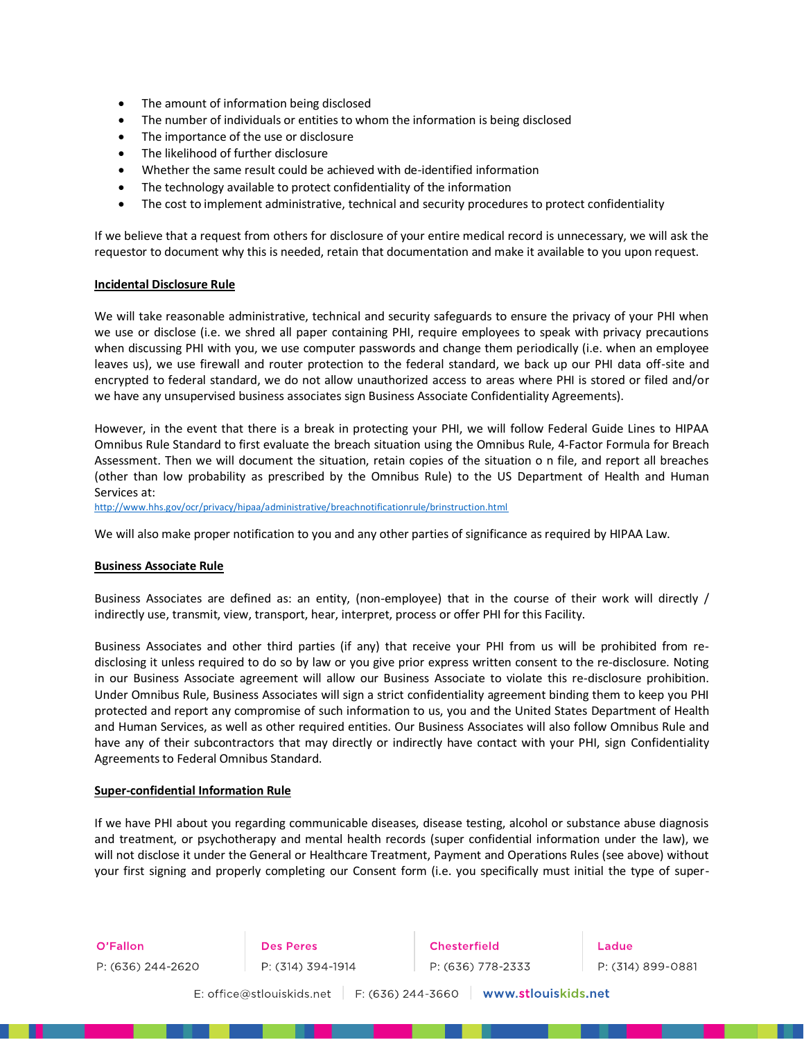- The amount of information being disclosed
- The number of individuals or entities to whom the information is being disclosed
- The importance of the use or disclosure
- The likelihood of further disclosure
- Whether the same result could be achieved with de-identified information
- The technology available to protect confidentiality of the information
- The cost to implement administrative, technical and security procedures to protect confidentiality

If we believe that a request from others for disclosure of your entire medical record is unnecessary, we will ask the requestor to document why this is needed, retain that documentation and make it available to you upon request.

**Incidental Disclosure Rule**

We will take reasonable administrative, technical and security safeguards to ensure the privacy of your PHI when we use or disclose (i.e. we shred all paper containing PHI, require employees to speak with privacy precautions when discussing PHI with you, we use computer passwords and change them periodically (i.e. when an employee leaves us), we use firewall and router protection to the federal standard, we back up our PHI data off-site and encrypted to federal standard, we do not allow unauthorized access to areas where PHI is stored or filed and/or we have any unsupervised business associates sign Business Associate Confidentiality Agreements).

However, in the event that there is a break in protecting your PHI, we will follow Federal Guide Lines to HIPAA Omnibus Rule Standard to first evaluate the breach situation using the Omnibus Rule, 4-Factor Formula for Breach Assessment. Then we will document the situation, retain copies of the situation o n file, and report all breaches (other than low probability as prescribed by the Omnibus Rule) to the US Department of Health and Human Services at:
http://www.hhs.gov/ocr/privacy/hipaa/administrative/breachnotificationrule/brinstruction.html

We will also make proper notification to you and any other parties of significance as required by HIPAA Law.

**Business Associate Rule**

Business Associates are defined as: an entity, (non-employee) that in the course of their work will directly / indirectly use, transmit, view, transport, hear, interpret, process or offer PHI for this Facility.

Business Associates and other third parties (if any) that receive your PHI from us will be prohibited from re-disclosing it unless required to do so by law or you give prior express written consent to the re-disclosure. Noting in our Business Associate agreement will allow our Business Associate to violate this re-disclosure prohibition. Under Omnibus Rule, Business Associates will sign a strict confidentiality agreement binding them to keep you PHI protected and report any compromise of such information to us, you and the United States Department of Health and Human Services, as well as other required entities. Our Business Associates will also follow Omnibus Rule and have any of their subcontractors that may directly or indirectly have contact with your PHI, sign Confidentiality Agreements to Federal Omnibus Standard.

**Super-confidential Information Rule**

If we have PHI about you regarding communicable diseases, disease testing, alcohol or substance abuse diagnosis and treatment, or psychotherapy and mental health records (super confidential information under the law), we will not disclose it under the General or Healthcare Treatment, Payment and Operations Rules (see above) without your first signing and properly completing our Consent form (i.e. you specifically must initial the type of super-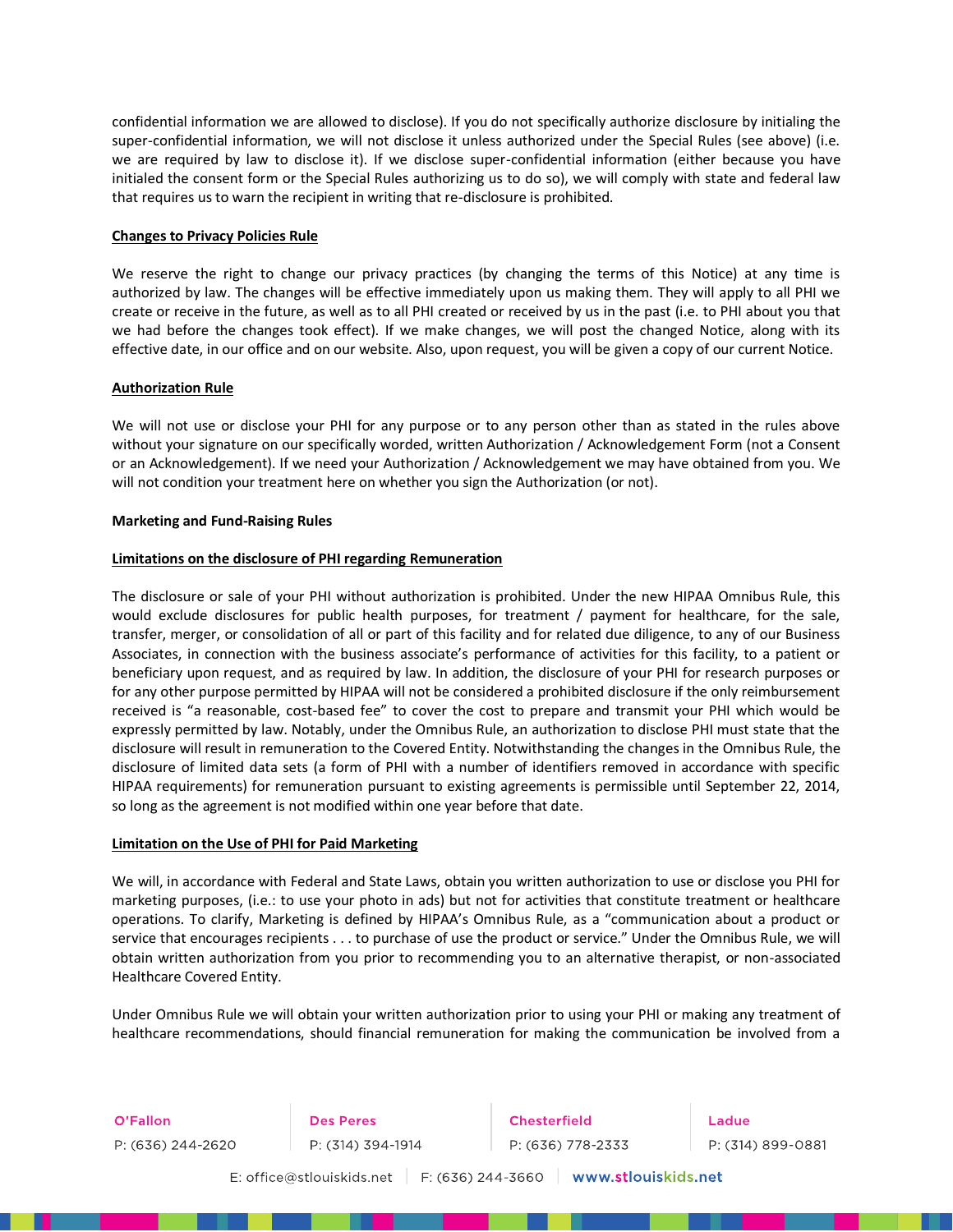confidential information we are allowed to disclose). If you do not specifically authorize disclosure by initialing the super-confidential information, we will not disclose it unless authorized under the Special Rules (see above) (i.e. we are required by law to disclose it). If we disclose super-confidential information (either because you have initialed the consent form or the Special Rules authorizing us to do so), we will comply with state and federal law that requires us to warn the recipient in writing that re-disclosure is prohibited.

**Changes to Privacy Policies Rule**

We reserve the right to change our privacy practices (by changing the terms of this Notice) at any time is authorized by law. The changes will be effective immediately upon us making them. They will apply to all PHI we create or receive in the future, as well as to all PHI created or received by us in the past (i.e. to PHI about you that we had before the changes took effect). If we make changes, we will post the changed Notice, along with its effective date, in our office and on our website. Also, upon request, you will be given a copy of our current Notice.

**Authorization Rule**

We will not use or disclose your PHI for any purpose or to any person other than as stated in the rules above without your signature on our specifically worded, written Authorization / Acknowledgement Form (not a Consent or an Acknowledgement). If we need your Authorization / Acknowledgement we may have obtained from you. We will not condition your treatment here on whether you sign the Authorization (or not).

**Marketing and Fund-Raising Rules**

**Limitations on the disclosure of PHI regarding Remuneration**

The disclosure or sale of your PHI without authorization is prohibited. Under the new HIPAA Omnibus Rule, this would exclude disclosures for public health purposes, for treatment / payment for healthcare, for the sale, transfer, merger, or consolidation of all or part of this facility and for related due diligence, to any of our Business Associates, in connection with the business associate's performance of activities for this facility, to a patient or beneficiary upon request, and as required by law. In addition, the disclosure of your PHI for research purposes or for any other purpose permitted by HIPAA will not be considered a prohibited disclosure if the only reimbursement received is "a reasonable, cost-based fee" to cover the cost to prepare and transmit your PHI which would be expressly permitted by law. Notably, under the Omnibus Rule, an authorization to disclose PHI must state that the disclosure will result in remuneration to the Covered Entity. Notwithstanding the changes in the Omnibus Rule, the disclosure of limited data sets (a form of PHI with a number of identifiers removed in accordance with specific HIPAA requirements) for remuneration pursuant to existing agreements is permissible until September 22, 2014, so long as the agreement is not modified within one year before that date.

**Limitation on the Use of PHI for Paid Marketing**

We will, in accordance with Federal and State Laws, obtain you written authorization to use or disclose you PHI for marketing purposes, (i.e.: to use your photo in ads) but not for activities that constitute treatment or healthcare operations. To clarify, Marketing is defined by HIPAA's Omnibus Rule, as a "communication about a product or service that encourages recipients . . . to purchase of use the product or service." Under the Omnibus Rule, we will obtain written authorization from you prior to recommending you to an alternative therapist, or non-associated Healthcare Covered Entity.

Under Omnibus Rule we will obtain your written authorization prior to using your PHI or making any treatment of healthcare recommendations, should financial remuneration for making the communication be involved from a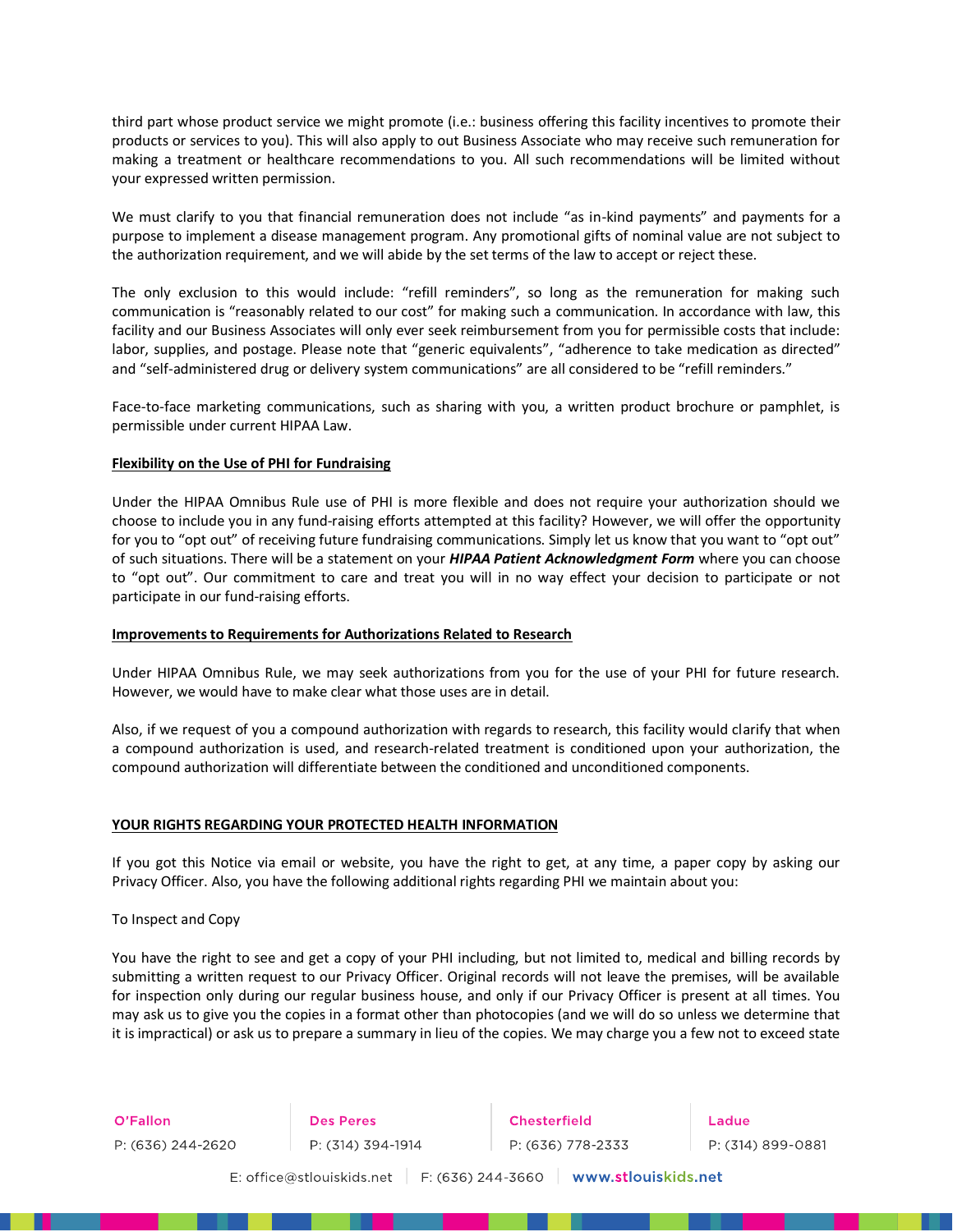third part whose product service we might promote (i.e.: business offering this facility incentives to promote their products or services to you). This will also apply to out Business Associate who may receive such remuneration for making a treatment or healthcare recommendations to you. All such recommendations will be limited without your expressed written permission.

We must clarify to you that financial remuneration does not include "as in-kind payments" and payments for a purpose to implement a disease management program. Any promotional gifts of nominal value are not subject to the authorization requirement, and we will abide by the set terms of the law to accept or reject these.

The only exclusion to this would include: "refill reminders", so long as the remuneration for making such communication is "reasonably related to our cost" for making such a communication. In accordance with law, this facility and our Business Associates will only ever seek reimbursement from you for permissible costs that include: labor, supplies, and postage. Please note that "generic equivalents", "adherence to take medication as directed" and "self-administered drug or delivery system communications" are all considered to be "refill reminders."

Face-to-face marketing communications, such as sharing with you, a written product brochure or pamphlet, is permissible under current HIPAA Law.

**Flexibility on the Use of PHI for Fundraising**

Under the HIPAA Omnibus Rule use of PHI is more flexible and does not require your authorization should we choose to include you in any fund-raising efforts attempted at this facility? However, we will offer the opportunity for you to "opt out" of receiving future fundraising communications. Simply let us know that you want to "opt out" of such situations. There will be a statement on your ***HIPAA Patient Acknowledgment Form*** where you can choose to "opt out". Our commitment to care and treat you will in no way effect your decision to participate or not participate in our fund-raising efforts.

**Improvements to Requirements for Authorizations Related to Research**

Under HIPAA Omnibus Rule, we may seek authorizations from you for the use of your PHI for future research. However, we would have to make clear what those uses are in detail.

Also, if we request of you a compound authorization with regards to research, this facility would clarify that when a compound authorization is used, and research-related treatment is conditioned upon your authorization, the compound authorization will differentiate between the conditioned and unconditioned components.

**YOUR RIGHTS REGARDING YOUR PROTECTED HEALTH INFORMATION**

If you got this Notice via email or website, you have the right to get, at any time, a paper copy by asking our Privacy Officer. Also, you have the following additional rights regarding PHI we maintain about you:

To Inspect and Copy

You have the right to see and get a copy of your PHI including, but not limited to, medical and billing records by submitting a written request to our Privacy Officer. Original records will not leave the premises, will be available for inspection only during our regular business house, and only if our Privacy Officer is present at all times. You may ask us to give you the copies in a format other than photocopies (and we will do so unless we determine that it is impractical) or ask us to prepare a summary in lieu of the copies. We may charge you a few not to exceed state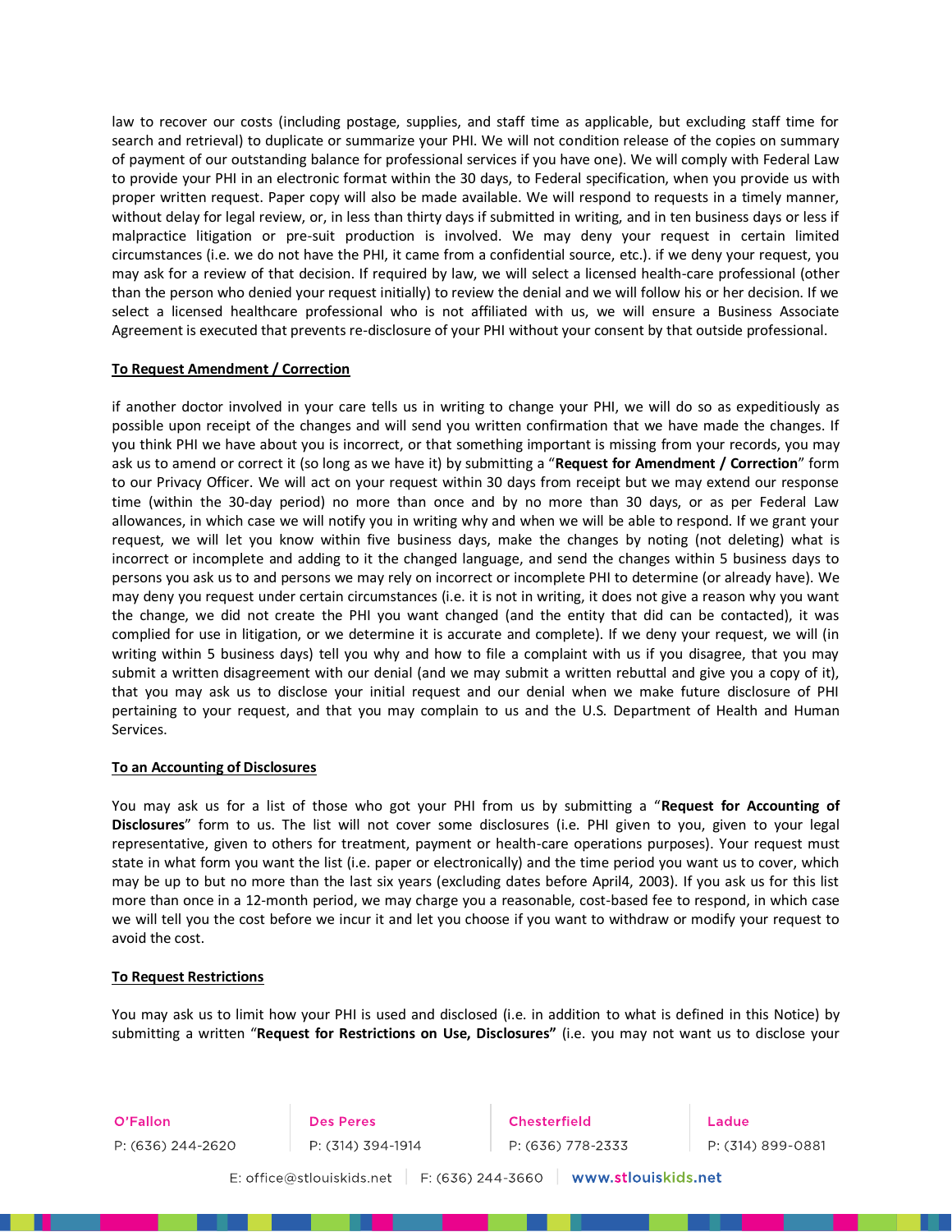law to recover our costs (including postage, supplies, and staff time as applicable, but excluding staff time for search and retrieval) to duplicate or summarize your PHI. We will not condition release of the copies on summary of payment of our outstanding balance for professional services if you have one). We will comply with Federal Law to provide your PHI in an electronic format within the 30 days, to Federal specification, when you provide us with proper written request. Paper copy will also be made available. We will respond to requests in a timely manner, without delay for legal review, or, in less than thirty days if submitted in writing, and in ten business days or less if malpractice litigation or pre-suit production is involved. We may deny your request in certain limited circumstances (i.e. we do not have the PHI, it came from a confidential source, etc.). if we deny your request, you may ask for a review of that decision. If required by law, we will select a licensed health-care professional (other than the person who denied your request initially) to review the denial and we will follow his or her decision. If we select a licensed healthcare professional who is not affiliated with us, we will ensure a Business Associate Agreement is executed that prevents re-disclosure of your PHI without your consent by that outside professional.

**To Request Amendment / Correction**

if another doctor involved in your care tells us in writing to change your PHI, we will do so as expeditiously as possible upon receipt of the changes and will send you written confirmation that we have made the changes. If you think PHI we have about you is incorrect, or that something important is missing from your records, you may ask us to amend or correct it (so long as we have it) by submitting a "**Request for Amendment / Correction**" form to our Privacy Officer. We will act on your request within 30 days from receipt but we may extend our response time (within the 30-day period) no more than once and by no more than 30 days, or as per Federal Law allowances, in which case we will notify you in writing why and when we will be able to respond. If we grant your request, we will let you know within five business days, make the changes by noting (not deleting) what is incorrect or incomplete and adding to it the changed language, and send the changes within 5 business days to persons you ask us to and persons we may rely on incorrect or incomplete PHI to determine (or already have). We may deny you request under certain circumstances (i.e. it is not in writing, it does not give a reason why you want the change, we did not create the PHI you want changed (and the entity that did can be contacted), it was complied for use in litigation, or we determine it is accurate and complete). If we deny your request, we will (in writing within 5 business days) tell you why and how to file a complaint with us if you disagree, that you may submit a written disagreement with our denial (and we may submit a written rebuttal and give you a copy of it), that you may ask us to disclose your initial request and our denial when we make future disclosure of PHI pertaining to your request, and that you may complain to us and the U.S. Department of Health and Human Services.

**To an Accounting of Disclosures**

You may ask us for a list of those who got your PHI from us by submitting a "**Request for Accounting of Disclosures**" form to us. The list will not cover some disclosures (i.e. PHI given to you, given to your legal representative, given to others for treatment, payment or health-care operations purposes). Your request must state in what form you want the list (i.e. paper or electronically) and the time period you want us to cover, which may be up to but no more than the last six years (excluding dates before April4, 2003). If you ask us for this list more than once in a 12-month period, we may charge you a reasonable, cost-based fee to respond, in which case we will tell you the cost before we incur it and let you choose if you want to withdraw or modify your request to avoid the cost.

**To Request Restrictions**

You may ask us to limit how your PHI is used and disclosed (i.e. in addition to what is defined in this Notice) by submitting a written "**Request for Restrictions on Use, Disclosures"** (i.e. you may not want us to disclose your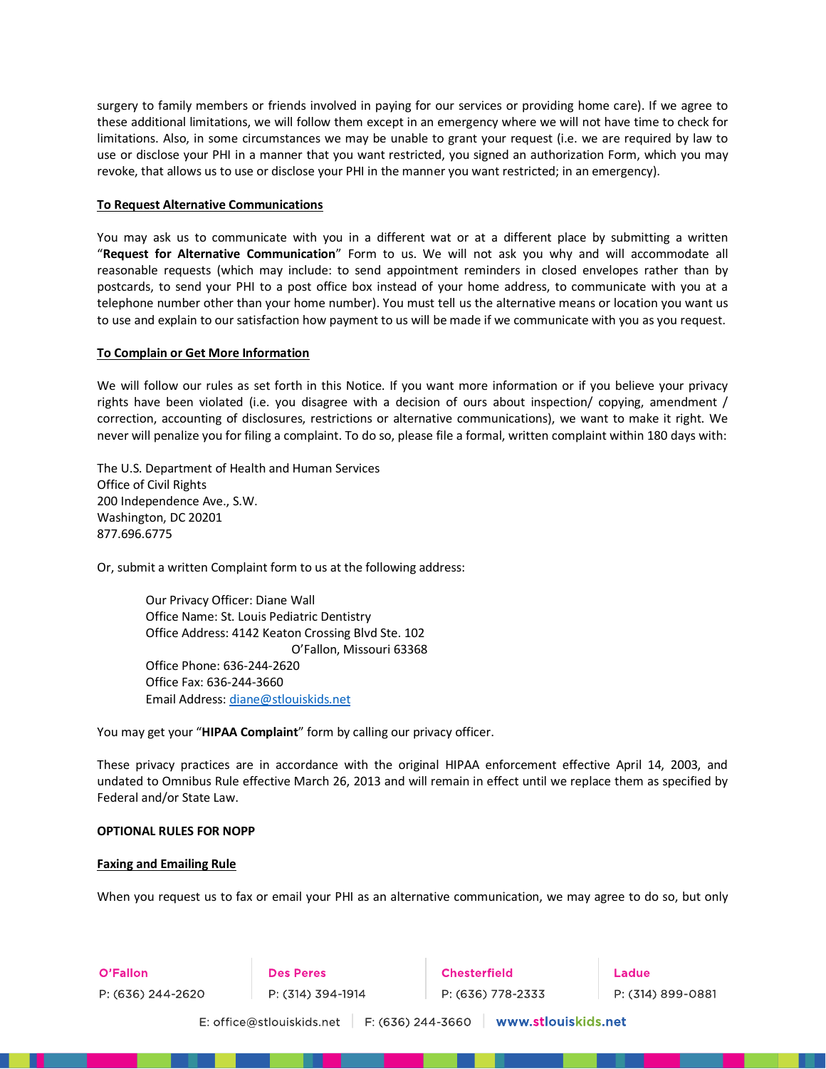surgery to family members or friends involved in paying for our services or providing home care). If we agree to these additional limitations, we will follow them except in an emergency where we will not have time to check for limitations. Also, in some circumstances we may be unable to grant your request (i.e. we are required by law to use or disclose your PHI in a manner that you want restricted, you signed an authorization Form, which you may revoke, that allows us to use or disclose your PHI in the manner you want restricted; in an emergency).

__To Request Alternative Communications__

You may ask us to communicate with you in a different wat or at a different place by submitting a written "**Request for Alternative Communication**" Form to us. We will not ask you why and will accommodate all reasonable requests (which may include: to send appointment reminders in closed envelopes rather than by postcards, to send your PHI to a post office box instead of your home address, to communicate with you at a telephone number other than your home number). You must tell us the alternative means or location you want us to use and explain to our satisfaction how payment to us will be made if we communicate with you as you request.

__To Complain or Get More Information__

We will follow our rules as set forth in this Notice. If you want more information or if you believe your privacy rights have been violated (i.e. you disagree with a decision of ours about inspection/ copying, amendment / correction, accounting of disclosures, restrictions or alternative communications), we want to make it right. We never will penalize you for filing a complaint. To do so, please file a formal, written complaint within 180 days with:

The U.S. Department of Health and Human Services
Office of Civil Rights
200 Independence Ave., S.W.
Washington, DC 20201
877.696.6775

Or, submit a written Complaint form to us at the following address:

> Our Privacy Officer: Diane Wall
> Office Name: St. Louis Pediatric Dentistry
> Office Address: 4142 Keaton Crossing Blvd Ste. 102
> O'Fallon, Missouri 63368
> Office Phone: 636-244-2620
> Office Fax: 636-244-3660
> Email Address: diane@stlouiskids.net

You may get your "**HIPAA Complaint**" form by calling our privacy officer.

These privacy practices are in accordance with the original HIPAA enforcement effective April 14, 2003, and undated to Omnibus Rule effective March 26, 2013 and will remain in effect until we replace them as specified by Federal and/or State Law.

**OPTIONAL RULES FOR NOPP**

__Faxing and Emailing Rule__

When you request us to fax or email your PHI as an alternative communication, we may agree to do so, but only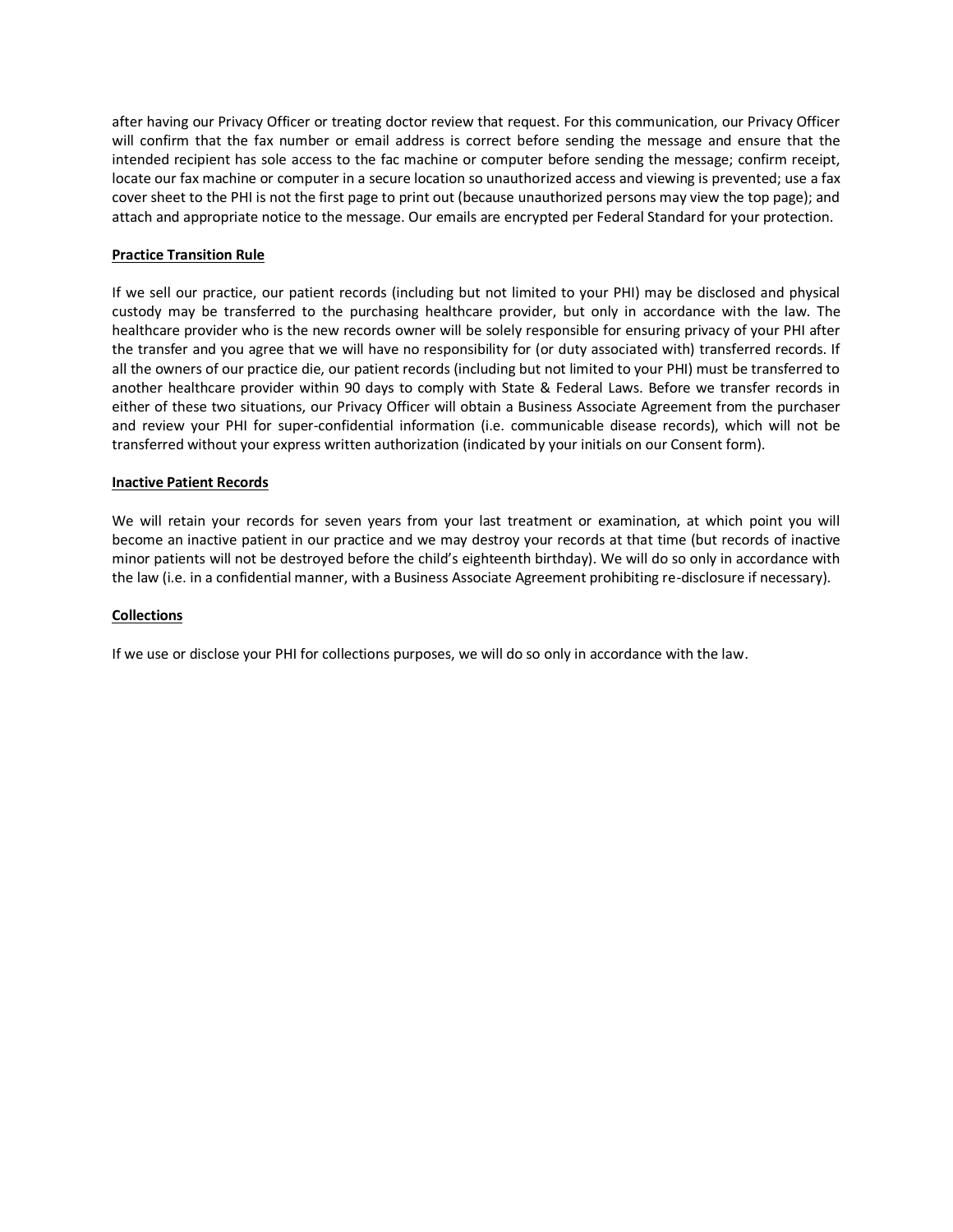after having our Privacy Officer or treating doctor review that request. For this communication, our Privacy Officer will confirm that the fax number or email address is correct before sending the message and ensure that the intended recipient has sole access to the fac machine or computer before sending the message; confirm receipt, locate our fax machine or computer in a secure location so unauthorized access and viewing is prevented; use a fax cover sheet to the PHI is not the first page to print out (because unauthorized persons may view the top page); and attach and appropriate notice to the message. Our emails are encrypted per Federal Standard for your protection.

**Practice Transition Rule**

If we sell our practice, our patient records (including but not limited to your PHI) may be disclosed and physical custody may be transferred to the purchasing healthcare provider, but only in accordance with the law. The healthcare provider who is the new records owner will be solely responsible for ensuring privacy of your PHI after the transfer and you agree that we will have no responsibility for (or duty associated with) transferred records. If all the owners of our practice die, our patient records (including but not limited to your PHI) must be transferred to another healthcare provider within 90 days to comply with State & Federal Laws. Before we transfer records in either of these two situations, our Privacy Officer will obtain a Business Associate Agreement from the purchaser and review your PHI for super-confidential information (i.e. communicable disease records), which will not be transferred without your express written authorization (indicated by your initials on our Consent form).

**Inactive Patient Records**

We will retain your records for seven years from your last treatment or examination, at which point you will become an inactive patient in our practice and we may destroy your records at that time (but records of inactive minor patients will not be destroyed before the child's eighteenth birthday). We will do so only in accordance with the law (i.e. in a confidential manner, with a Business Associate Agreement prohibiting re-disclosure if necessary).

**Collections**

If we use or disclose your PHI for collections purposes, we will do so only in accordance with the law.